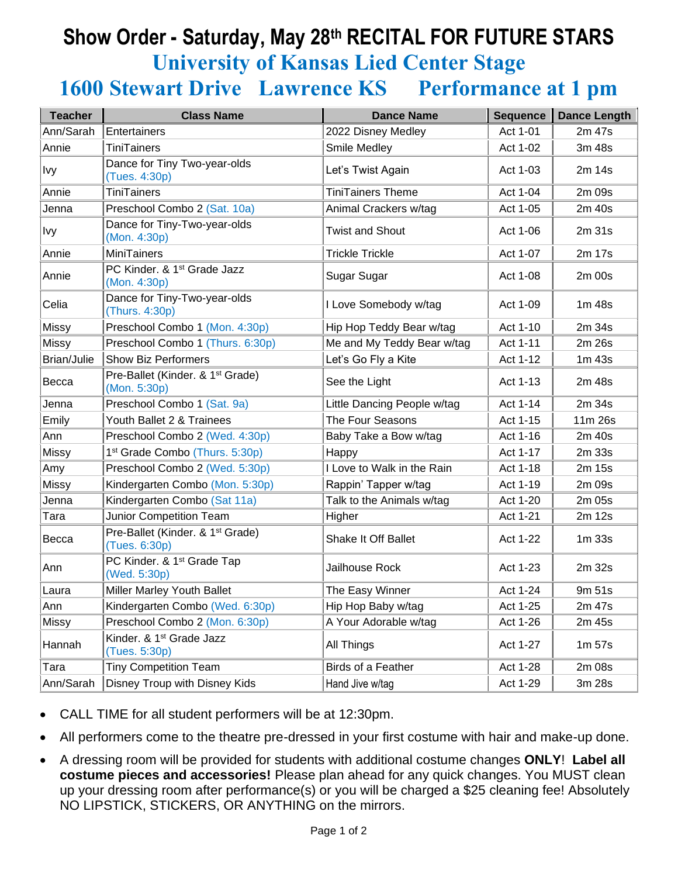# Show Order - Saturday, May 28th RECITAL FOR FUTURE STARS

## University of Kansas Lied Center Stage

## 1600 Stewart Drive Lawrence KS Performance at 1 pm

| Teacher | Class Name | Dance Name | Sequence | Dance Length |
|---|---|---|---|---|
| Ann/Sarah | Entertainers | 2022 Disney Medley | Act 1-01 | 2m 47s |
| Annie | TiniTainers | Smile Medley | Act 1-02 | 3m 48s |
| Ivy | Dance for Tiny Two-year-olds (Tues. 4:30p) | Let's Twist Again | Act 1-03 | 2m 14s |
| Annie | TiniTainers | TiniTainers Theme | Act 1-04 | 2m 09s |
| Jenna | Preschool Combo 2 (Sat. 10a) | Animal Crackers w/tag | Act 1-05 | 2m 40s |
| Ivy | Dance for Tiny-Two-year-olds (Mon. 4:30p) | Twist and Shout | Act 1-06 | 2m 31s |
| Annie | MiniTainers | Trickle Trickle | Act 1-07 | 2m 17s |
| Annie | PC Kinder. & 1st Grade Jazz (Mon. 4:30p) | Sugar Sugar | Act 1-08 | 2m 00s |
| Celia | Dance for Tiny-Two-year-olds (Thurs. 4:30p) | I Love Somebody w/tag | Act 1-09 | 1m 48s |
| Missy | Preschool Combo 1 (Mon. 4:30p) | Hip Hop Teddy Bear w/tag | Act 1-10 | 2m 34s |
| Missy | Preschool Combo 1 (Thurs. 6:30p) | Me and My Teddy Bear w/tag | Act 1-11 | 2m 26s |
| Brian/Julie | Show Biz Performers | Let's Go Fly a Kite | Act 1-12 | 1m 43s |
| Becca | Pre-Ballet (Kinder. & 1st Grade) (Mon. 5:30p) | See the Light | Act 1-13 | 2m 48s |
| Jenna | Preschool Combo 1 (Sat. 9a) | Little Dancing People w/tag | Act 1-14 | 2m 34s |
| Emily | Youth Ballet 2 & Trainees | The Four Seasons | Act 1-15 | 11m 26s |
| Ann | Preschool Combo 2 (Wed. 4:30p) | Baby Take a Bow w/tag | Act 1-16 | 2m 40s |
| Missy | 1st Grade Combo (Thurs. 5:30p) | Happy | Act 1-17 | 2m 33s |
| Amy | Preschool Combo 2 (Wed. 5:30p) | I Love to Walk in the Rain | Act 1-18 | 2m 15s |
| Missy | Kindergarten Combo (Mon. 5:30p) | Rappin' Tapper w/tag | Act 1-19 | 2m 09s |
| Jenna | Kindergarten Combo (Sat 11a) | Talk to the Animals w/tag | Act 1-20 | 2m 05s |
| Tara | Junior Competition Team | Higher | Act 1-21 | 2m 12s |
| Becca | Pre-Ballet (Kinder. & 1st Grade) (Tues. 6:30p) | Shake It Off Ballet | Act 1-22 | 1m 33s |
| Ann | PC Kinder. & 1st Grade Tap (Wed. 5:30p) | Jailhouse Rock | Act 1-23 | 2m 32s |
| Laura | Miller Marley Youth Ballet | The Easy Winner | Act 1-24 | 9m 51s |
| Ann | Kindergarten Combo (Wed. 6:30p) | Hip Hop Baby w/tag | Act 1-25 | 2m 47s |
| Missy | Preschool Combo 2 (Mon. 6:30p) | A Your Adorable w/tag | Act 1-26 | 2m 45s |
| Hannah | Kinder. & 1st Grade Jazz (Tues. 5:30p) | All Things | Act 1-27 | 1m 57s |
| Tara | Tiny Competition Team | Birds of a Feather | Act 1-28 | 2m 08s |
| Ann/Sarah | Disney Troup with Disney Kids | Hand Jive w/tag | Act 1-29 | 3m 28s |

- CALL TIME for all student performers will be at 12:30pm.
- All performers come to the theatre pre-dressed in your first costume with hair and make-up done.
- A dressing room will be provided for students with additional costume changes **ONLY**! **Label all costume pieces and accessories!** Please plan ahead for any quick changes. You MUST clean up your dressing room after performance(s) or you will be charged a $25 cleaning fee! Absolutely NO LIPSTICK, STICKERS, OR ANYTHING on the mirrors.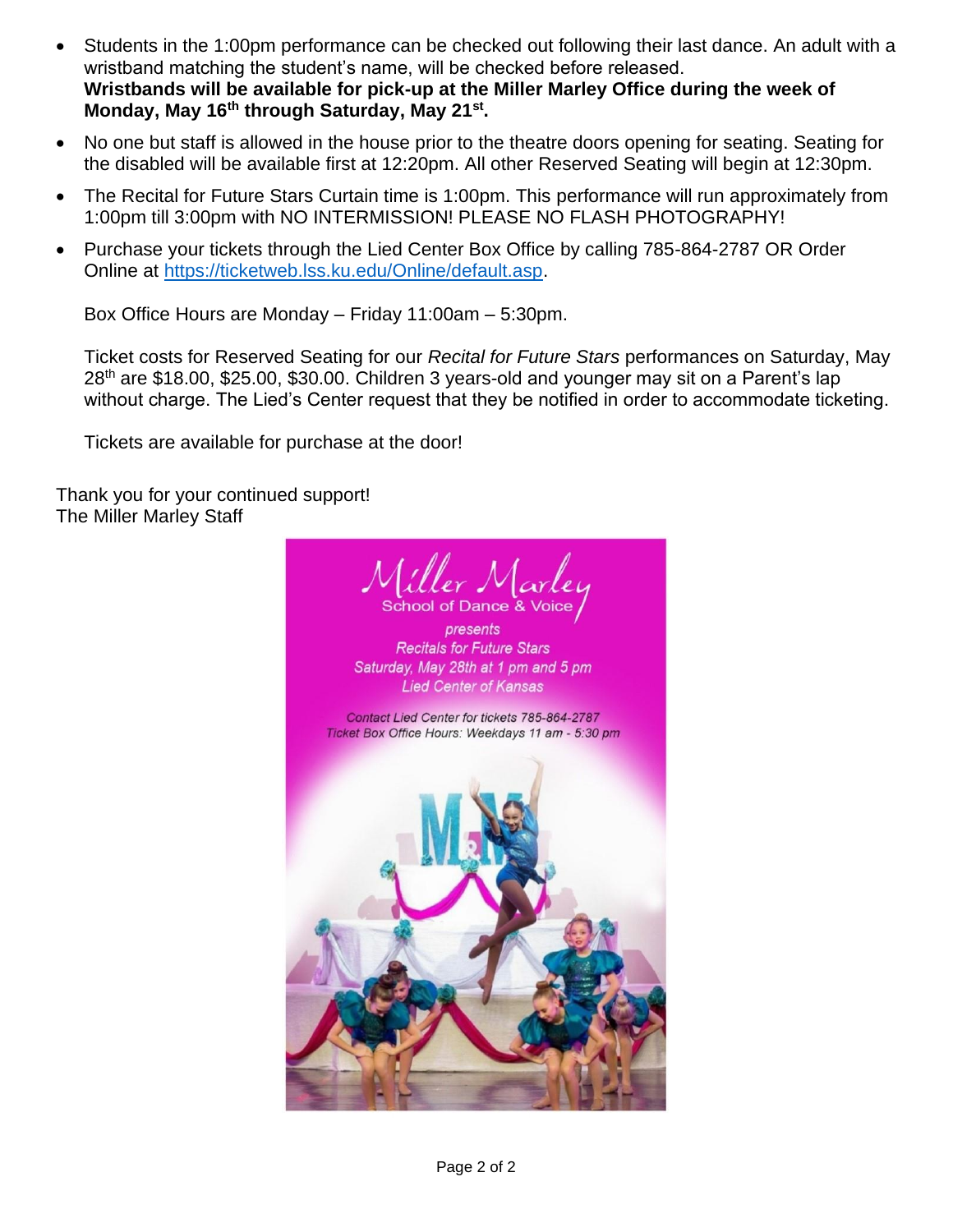- Students in the 1:00pm performance can be checked out following their last dance. An adult with a wristband matching the student's name, will be checked before released.
  **Wristbands will be available for pick-up at the Miller Marley Office during the week of Monday, May 16th through Saturday, May 21st.**
- No one but staff is allowed in the house prior to the theatre doors opening for seating. Seating for the disabled will be available first at 12:20pm. All other Reserved Seating will begin at 12:30pm.
- The Recital for Future Stars Curtain time is 1:00pm. This performance will run approximately from 1:00pm till 3:00pm with NO INTERMISSION! PLEASE NO FLASH PHOTOGRAPHY!
- Purchase your tickets through the Lied Center Box Office by calling 785-864-2787 OR Order Online at https://ticketweb.lss.ku.edu/Online/default.asp.

  Box Office Hours are Monday – Friday 11:00am – 5:30pm.

  Ticket costs for Reserved Seating for our *Recital for Future Stars* performances on Saturday, May 28th are $18.00, $25.00, $30.00. Children 3 years-old and younger may sit on a Parent's lap without charge. The Lied's Center request that they be notified in order to accommodate ticketing.

  Tickets are available for purchase at the door!

Thank you for your continued support!
The Miller Marley Staff

Miller Marley
School of Dance & Voice
presents
Recitals for Future Stars
Saturday, May 28th at 1 pm and 5 pm
Lied Center of Kansas

Contact Lied Center for tickets 785-864-2787
Ticket Box Office Hours: Weekdays 11 am - 5:30 pm